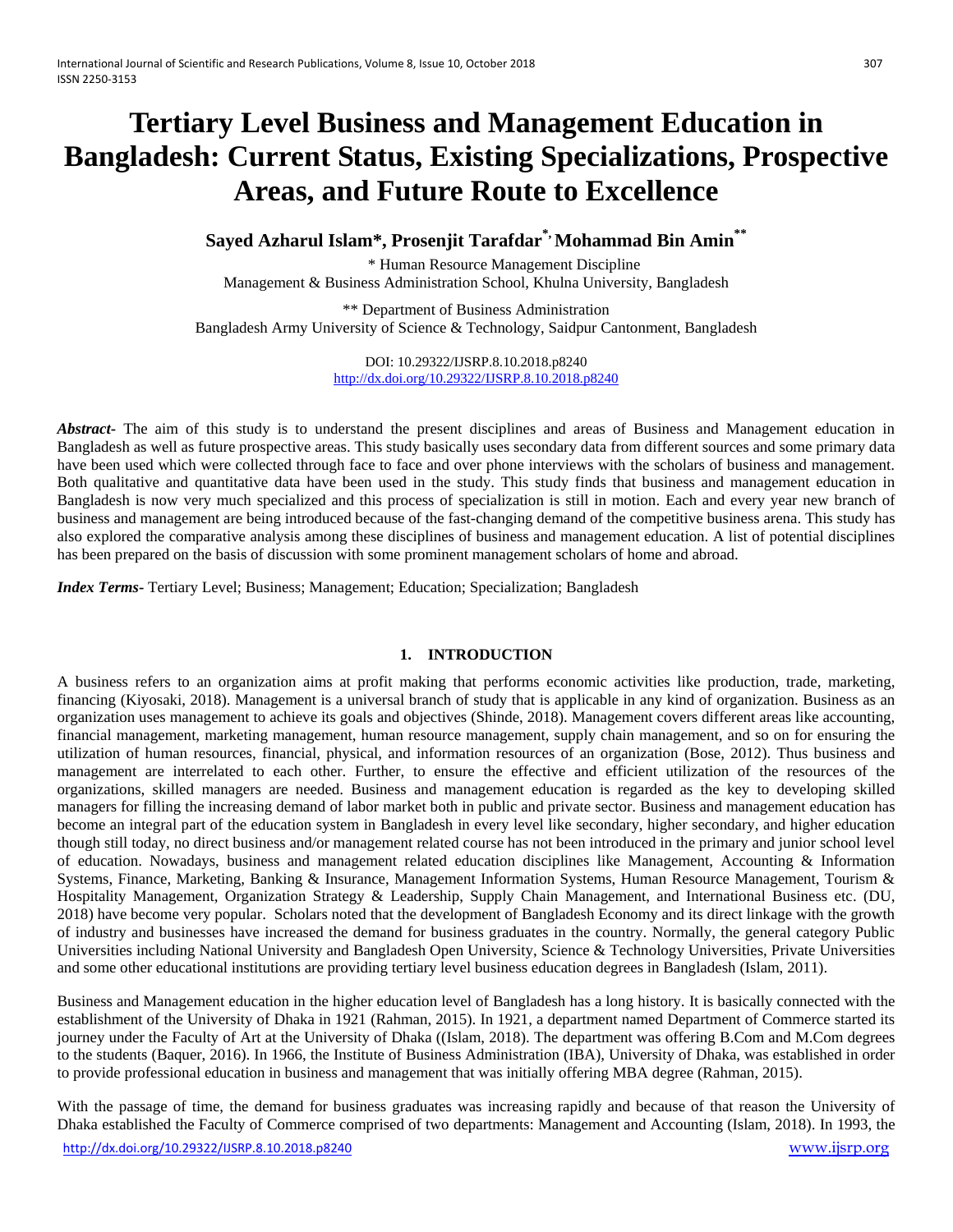# Tertiary Level Business and Management Education in Bangladesh: Current Status, Existing Specializations, Prospective Areas, and Future Route to Excellence

**Sayed Azharul Islam\*, Prosenjit Tarafdar\*, Mohammad Bin Amin\*\***

\* Human Resource Management Discipline
Management & Business Administration School, Khulna University, Bangladesh

\*\* Department of Business Administration
Bangladesh Army University of Science & Technology, Saidpur Cantonment, Bangladesh

DOI: 10.29322/IJSRP.8.10.2018.p8240
http://dx.doi.org/10.29322/IJSRP.8.10.2018.p8240

***Abstract-*** The aim of this study is to understand the present disciplines and areas of Business and Management education in Bangladesh as well as future prospective areas. This study basically uses secondary data from different sources and some primary data have been used which were collected through face to face and over phone interviews with the scholars of business and management. Both qualitative and quantitative data have been used in the study. This study finds that business and management education in Bangladesh is now very much specialized and this process of specialization is still in motion. Each and every year new branch of business and management are being introduced because of the fast-changing demand of the competitive business arena. This study has also explored the comparative analysis among these disciplines of business and management education. A list of potential disciplines has been prepared on the basis of discussion with some prominent management scholars of home and abroad.

***Index Terms-*** Tertiary Level; Business; Management; Education; Specialization; Bangladesh

## 1. INTRODUCTION

A business refers to an organization aims at profit making that performs economic activities like production, trade, marketing, financing (Kiyosaki, 2018). Management is a universal branch of study that is applicable in any kind of organization. Business as an organization uses management to achieve its goals and objectives (Shinde, 2018). Management covers different areas like accounting, financial management, marketing management, human resource management, supply chain management, and so on for ensuring the utilization of human resources, financial, physical, and information resources of an organization (Bose, 2012). Thus business and management are interrelated to each other. Further, to ensure the effective and efficient utilization of the resources of the organizations, skilled managers are needed. Business and management education is regarded as the key to developing skilled managers for filling the increasing demand of labor market both in public and private sector. Business and management education has become an integral part of the education system in Bangladesh in every level like secondary, higher secondary, and higher education though still today, no direct business and/or management related course has not been introduced in the primary and junior school level of education. Nowadays, business and management related education disciplines like Management, Accounting & Information Systems, Finance, Marketing, Banking & Insurance, Management Information Systems, Human Resource Management, Tourism & Hospitality Management, Organization Strategy & Leadership, Supply Chain Management, and International Business etc. (DU, 2018) have become very popular. Scholars noted that the development of Bangladesh Economy and its direct linkage with the growth of industry and businesses have increased the demand for business graduates in the country. Normally, the general category Public Universities including National University and Bangladesh Open University, Science & Technology Universities, Private Universities and some other educational institutions are providing tertiary level business education degrees in Bangladesh (Islam, 2011).

Business and Management education in the higher education level of Bangladesh has a long history. It is basically connected with the establishment of the University of Dhaka in 1921 (Rahman, 2015). In 1921, a department named Department of Commerce started its journey under the Faculty of Art at the University of Dhaka ((Islam, 2018). The department was offering B.Com and M.Com degrees to the students (Baquer, 2016). In 1966, the Institute of Business Administration (IBA), University of Dhaka, was established in order to provide professional education in business and management that was initially offering MBA degree (Rahman, 2015).

With the passage of time, the demand for business graduates was increasing rapidly and because of that reason the University of Dhaka established the Faculty of Commerce comprised of two departments: Management and Accounting (Islam, 2018). In 1993, the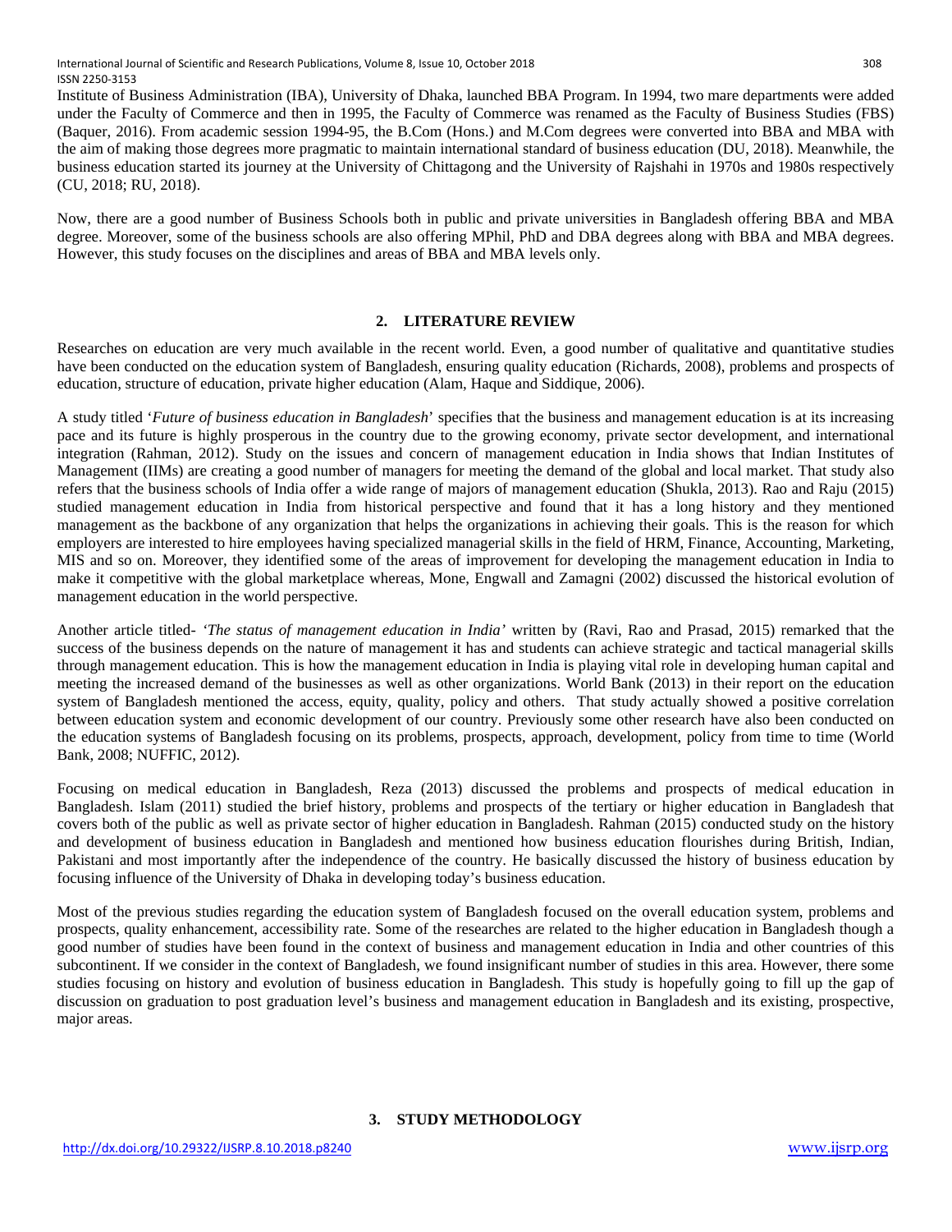Institute of Business Administration (IBA), University of Dhaka, launched BBA Program. In 1994, two mare departments were added under the Faculty of Commerce and then in 1995, the Faculty of Commerce was renamed as the Faculty of Business Studies (FBS) (Baquer, 2016). From academic session 1994-95, the B.Com (Hons.) and M.Com degrees were converted into BBA and MBA with the aim of making those degrees more pragmatic to maintain international standard of business education (DU, 2018). Meanwhile, the business education started its journey at the University of Chittagong and the University of Rajshahi in 1970s and 1980s respectively (CU, 2018; RU, 2018).

Now, there are a good number of Business Schools both in public and private universities in Bangladesh offering BBA and MBA degree. Moreover, some of the business schools are also offering MPhil, PhD and DBA degrees along with BBA and MBA degrees. However, this study focuses on the disciplines and areas of BBA and MBA levels only.

## 2. LITERATURE REVIEW

Researches on education are very much available in the recent world. Even, a good number of qualitative and quantitative studies have been conducted on the education system of Bangladesh, ensuring quality education (Richards, 2008), problems and prospects of education, structure of education, private higher education (Alam, Haque and Siddique, 2006).

A study titled '*Future of business education in Bangladesh*' specifies that the business and management education is at its increasing pace and its future is highly prosperous in the country due to the growing economy, private sector development, and international integration (Rahman, 2012). Study on the issues and concern of management education in India shows that Indian Institutes of Management (IIMs) are creating a good number of managers for meeting the demand of the global and local market. That study also refers that the business schools of India offer a wide range of majors of management education (Shukla, 2013). Rao and Raju (2015) studied management education in India from historical perspective and found that it has a long history and they mentioned management as the backbone of any organization that helps the organizations in achieving their goals. This is the reason for which employers are interested to hire employees having specialized managerial skills in the field of HRM, Finance, Accounting, Marketing, MIS and so on. Moreover, they identified some of the areas of improvement for developing the management education in India to make it competitive with the global marketplace whereas, Mone, Engwall and Zamagni (2002) discussed the historical evolution of management education in the world perspective.

Another article titled- *'The status of management education in India'* written by (Ravi, Rao and Prasad, 2015) remarked that the success of the business depends on the nature of management it has and students can achieve strategic and tactical managerial skills through management education. This is how the management education in India is playing vital role in developing human capital and meeting the increased demand of the businesses as well as other organizations. World Bank (2013) in their report on the education system of Bangladesh mentioned the access, equity, quality, policy and others. That study actually showed a positive correlation between education system and economic development of our country. Previously some other research have also been conducted on the education systems of Bangladesh focusing on its problems, prospects, approach, development, policy from time to time (World Bank, 2008; NUFFIC, 2012).

Focusing on medical education in Bangladesh, Reza (2013) discussed the problems and prospects of medical education in Bangladesh. Islam (2011) studied the brief history, problems and prospects of the tertiary or higher education in Bangladesh that covers both of the public as well as private sector of higher education in Bangladesh. Rahman (2015) conducted study on the history and development of business education in Bangladesh and mentioned how business education flourishes during British, Indian, Pakistani and most importantly after the independence of the country. He basically discussed the history of business education by focusing influence of the University of Dhaka in developing today's business education.

Most of the previous studies regarding the education system of Bangladesh focused on the overall education system, problems and prospects, quality enhancement, accessibility rate. Some of the researches are related to the higher education in Bangladesh though a good number of studies have been found in the context of business and management education in India and other countries of this subcontinent. If we consider in the context of Bangladesh, we found insignificant number of studies in this area. However, there some studies focusing on history and evolution of business education in Bangladesh. This study is hopefully going to fill up the gap of discussion on graduation to post graduation level's business and management education in Bangladesh and its existing, prospective, major areas.

## 3. STUDY METHODOLOGY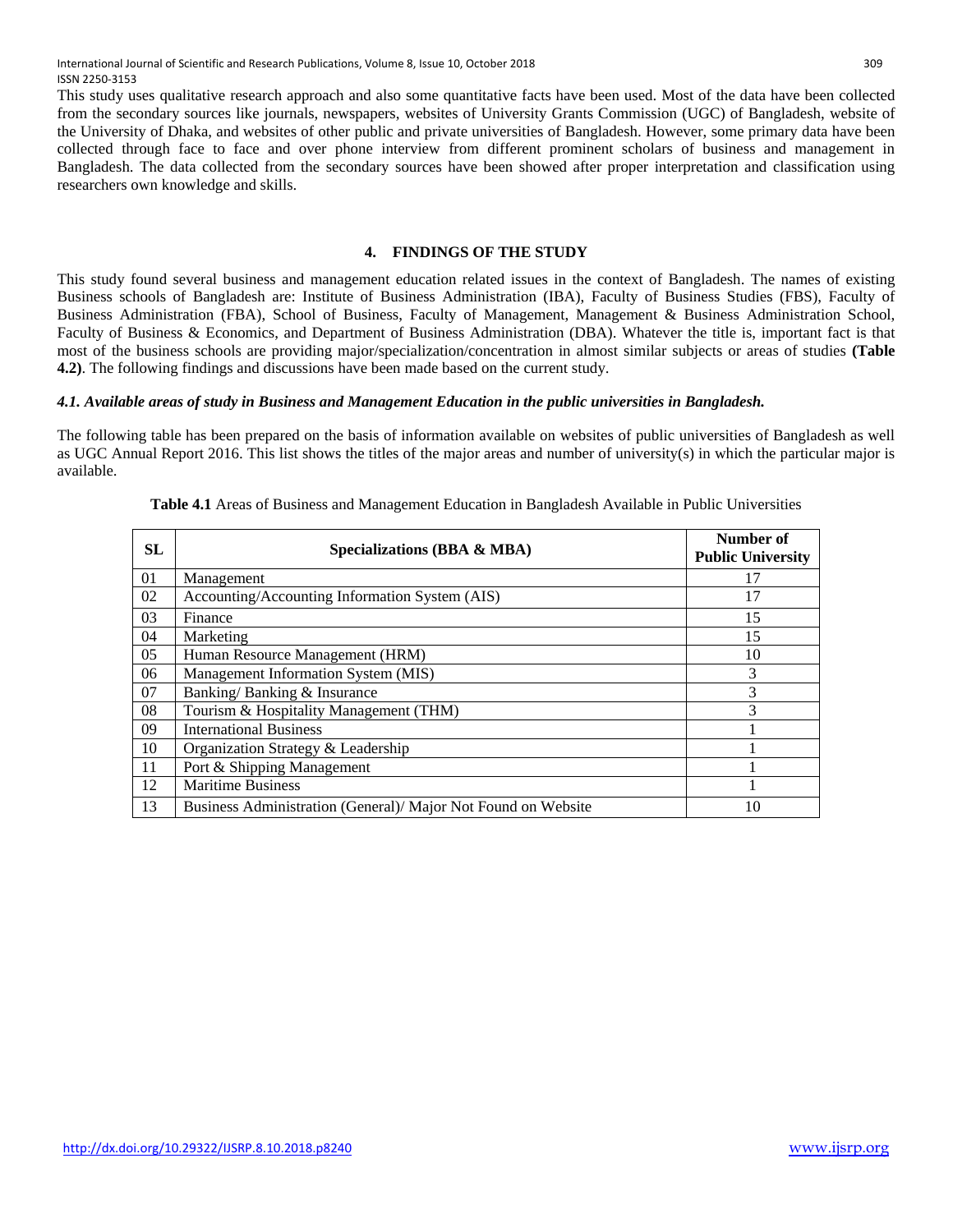This study uses qualitative research approach and also some quantitative facts have been used. Most of the data have been collected from the secondary sources like journals, newspapers, websites of University Grants Commission (UGC) of Bangladesh, website of the University of Dhaka, and websites of other public and private universities of Bangladesh. However, some primary data have been collected through face to face and over phone interview from different prominent scholars of business and management in Bangladesh. The data collected from the secondary sources have been showed after proper interpretation and classification using researchers own knowledge and skills.

## 4. FINDINGS OF THE STUDY

This study found several business and management education related issues in the context of Bangladesh. The names of existing Business schools of Bangladesh are: Institute of Business Administration (IBA), Faculty of Business Studies (FBS), Faculty of Business Administration (FBA), School of Business, Faculty of Management, Management & Business Administration School, Faculty of Business & Economics, and Department of Business Administration (DBA). Whatever the title is, important fact is that most of the business schools are providing major/specialization/concentration in almost similar subjects or areas of studies **(Table 4.2)**. The following findings and discussions have been made based on the current study.

### *4.1. Available areas of study in Business and Management Education in the public universities in Bangladesh.*

The following table has been prepared on the basis of information available on websites of public universities of Bangladesh as well as UGC Annual Report 2016. This list shows the titles of the major areas and number of university(s) in which the particular major is available.

**Table 4.1** Areas of Business and Management Education in Bangladesh Available in Public Universities

| SL | Specializations (BBA & MBA) | Number of Public University |
|---|---|---|
| 01 | Management | 17 |
| 02 | Accounting/Accounting Information System (AIS) | 17 |
| 03 | Finance | 15 |
| 04 | Marketing | 15 |
| 05 | Human Resource Management (HRM) | 10 |
| 06 | Management Information System (MIS) | 3 |
| 07 | Banking/ Banking & Insurance | 3 |
| 08 | Tourism & Hospitality Management (THM) | 3 |
| 09 | International Business | 1 |
| 10 | Organization Strategy & Leadership | 1 |
| 11 | Port & Shipping Management | 1 |
| 12 | Maritime Business | 1 |
| 13 | Business Administration (General)/ Major Not Found on Website | 10 |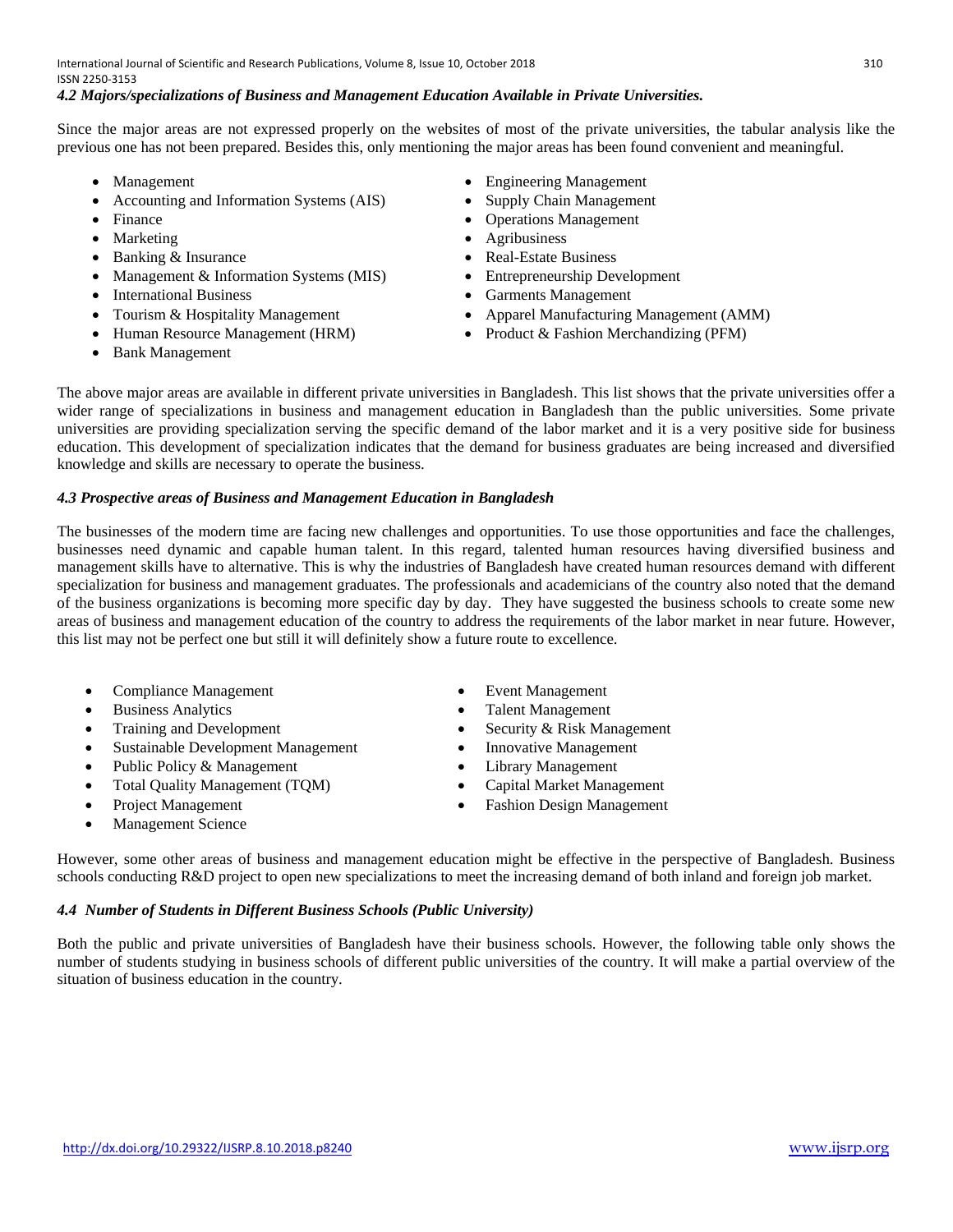### *4.2 Majors/specializations of Business and Management Education Available in Private Universities.*

Since the major areas are not expressed properly on the websites of most of the private universities, the tabular analysis like the previous one has not been prepared. Besides this, only mentioning the major areas has been found convenient and meaningful.

- Management
- Accounting and Information Systems (AIS)
- Finance
- Marketing
- Banking & Insurance
- Management & Information Systems (MIS)
- International Business
- Tourism & Hospitality Management
- Human Resource Management (HRM)
- Bank Management
- Engineering Management
- Supply Chain Management
- Operations Management
- Agribusiness
- Real-Estate Business
- Entrepreneurship Development
- Garments Management
- Apparel Manufacturing Management (AMM)
- Product & Fashion Merchandizing (PFM)

The above major areas are available in different private universities in Bangladesh. This list shows that the private universities offer a wider range of specializations in business and management education in Bangladesh than the public universities. Some private universities are providing specialization serving the specific demand of the labor market and it is a very positive side for business education. This development of specialization indicates that the demand for business graduates are being increased and diversified knowledge and skills are necessary to operate the business.

### *4.3 Prospective areas of Business and Management Education in Bangladesh*

The businesses of the modern time are facing new challenges and opportunities. To use those opportunities and face the challenges, businesses need dynamic and capable human talent. In this regard, talented human resources having diversified business and management skills have to alternative. This is why the industries of Bangladesh have created human resources demand with different specialization for business and management graduates. The professionals and academicians of the country also noted that the demand of the business organizations is becoming more specific day by day. They have suggested the business schools to create some new areas of business and management education of the country to address the requirements of the labor market in near future. However, this list may not be perfect one but still it will definitely show a future route to excellence.

- Compliance Management
- Business Analytics
- Training and Development
- Sustainable Development Management
- Public Policy & Management
- Total Quality Management (TQM)
- Project Management
- Management Science
- Event Management
- Talent Management
- Security & Risk Management
- Innovative Management
- Library Management
- Capital Market Management
- Fashion Design Management

However, some other areas of business and management education might be effective in the perspective of Bangladesh. Business schools conducting R&D project to open new specializations to meet the increasing demand of both inland and foreign job market.

### *4.4 Number of Students in Different Business Schools (Public University)*

Both the public and private universities of Bangladesh have their business schools. However, the following table only shows the number of students studying in business schools of different public universities of the country. It will make a partial overview of the situation of business education in the country.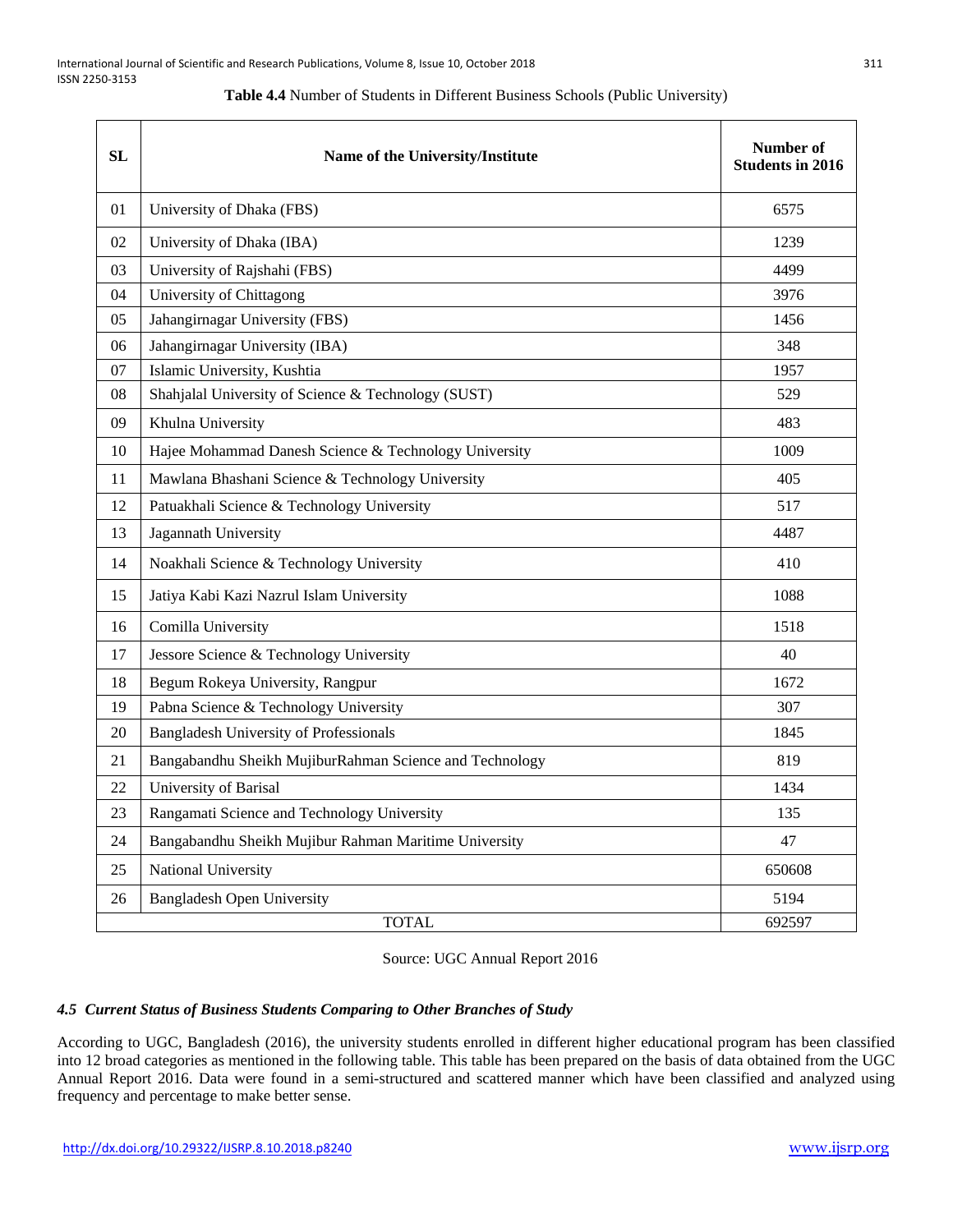**Table 4.4** Number of Students in Different Business Schools (Public University)

| SL | Name of the University/Institute | Number of Students in 2016 |
|---|---|---|
| 01 | University of Dhaka (FBS) | 6575 |
| 02 | University of Dhaka (IBA) | 1239 |
| 03 | University of Rajshahi (FBS) | 4499 |
| 04 | University of Chittagong | 3976 |
| 05 | Jahangirnagar University (FBS) | 1456 |
| 06 | Jahangirnagar University (IBA) | 348 |
| 07 | Islamic University, Kushtia | 1957 |
| 08 | Shahjalal University of Science & Technology (SUST) | 529 |
| 09 | Khulna University | 483 |
| 10 | Hajee Mohammad Danesh Science & Technology University | 1009 |
| 11 | Mawlana Bhashani Science & Technology University | 405 |
| 12 | Patuakhali Science & Technology University | 517 |
| 13 | Jagannath University | 4487 |
| 14 | Noakhali Science & Technology University | 410 |
| 15 | Jatiya Kabi Kazi Nazrul Islam University | 1088 |
| 16 | Comilla University | 1518 |
| 17 | Jessore Science & Technology University | 40 |
| 18 | Begum Rokeya University, Rangpur | 1672 |
| 19 | Pabna Science & Technology University | 307 |
| 20 | Bangladesh University of Professionals | 1845 |
| 21 | Bangabandhu Sheikh MujiburRahman Science and Technology | 819 |
| 22 | University of Barisal | 1434 |
| 23 | Rangamati Science and Technology University | 135 |
| 24 | Bangabandhu Sheikh Mujibur Rahman Maritime University | 47 |
| 25 | National University | 650608 |
| 26 | Bangladesh Open University | 5194 |
| | TOTAL | 692597 |

Source: UGC Annual Report 2016

### *4.5 Current Status of Business Students Comparing to Other Branches of Study*

According to UGC, Bangladesh (2016), the university students enrolled in different higher educational program has been classified into 12 broad categories as mentioned in the following table. This table has been prepared on the basis of data obtained from the UGC Annual Report 2016. Data were found in a semi-structured and scattered manner which have been classified and analyzed using frequency and percentage to make better sense.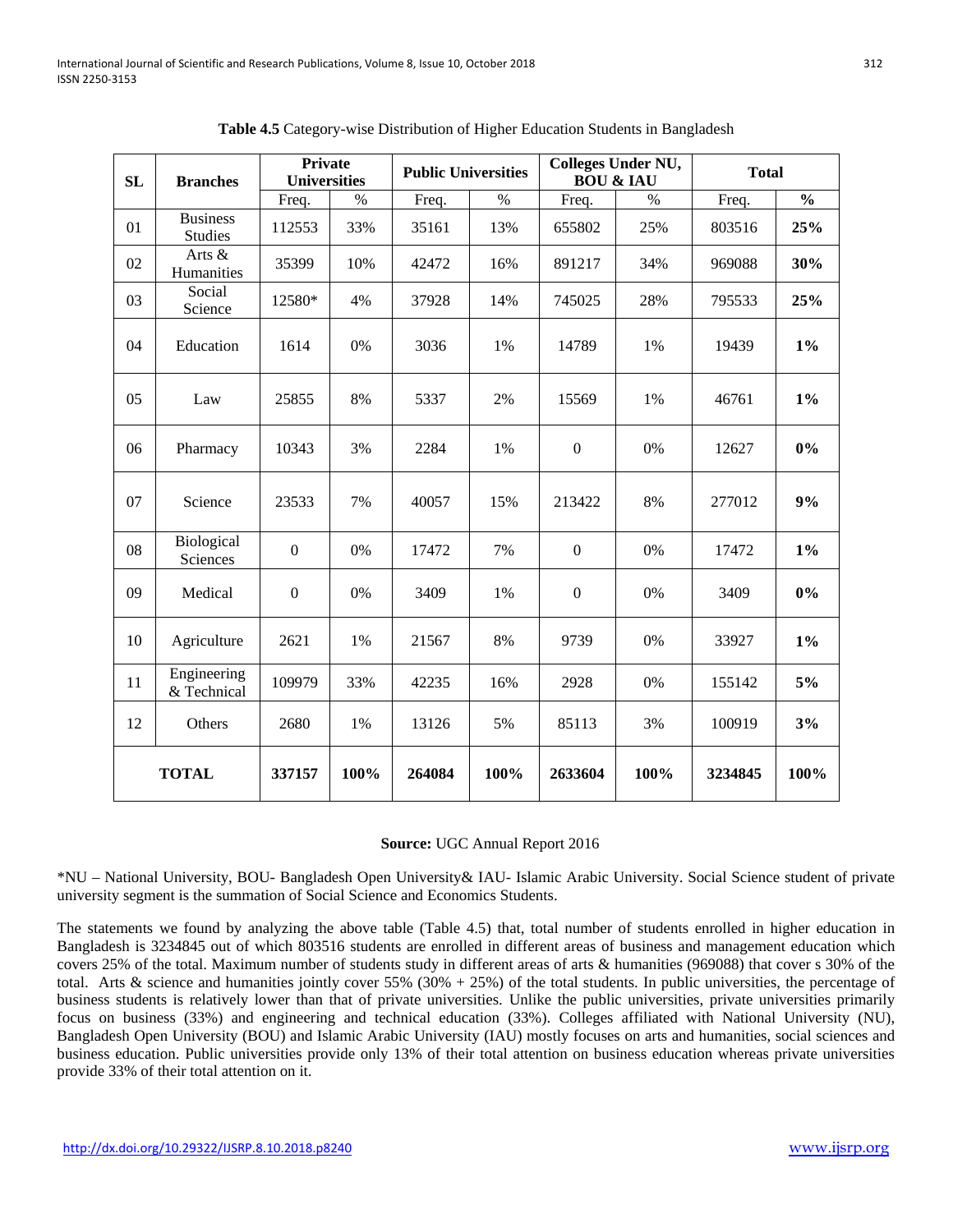**Table 4.5** Category-wise Distribution of Higher Education Students in Bangladesh

| SL | Branches | Private Universities | | Public Universities | | Colleges Under NU, BOU & IAU | | Total | |
|---|---|---|---|---|---|---|---|---|---|
| | | Freq. | % | Freq. | % | Freq. | % | Freq. | **%** |
| 01 | Business Studies | 112553 | 33% | 35161 | 13% | 655802 | 25% | 803516 | **25%** |
| 02 | Arts & Humanities | 35399 | 10% | 42472 | 16% | 891217 | 34% | 969088 | **30%** |
| 03 | Social Science | 12580* | 4% | 37928 | 14% | 745025 | 28% | 795533 | **25%** |
| 04 | Education | 1614 | 0% | 3036 | 1% | 14789 | 1% | 19439 | **1%** |
| 05 | Law | 25855 | 8% | 5337 | 2% | 15569 | 1% | 46761 | **1%** |
| 06 | Pharmacy | 10343 | 3% | 2284 | 1% | 0 | 0% | 12627 | **0%** |
| 07 | Science | 23533 | 7% | 40057 | 15% | 213422 | 8% | 277012 | **9%** |
| 08 | Biological Sciences | 0 | 0% | 17472 | 7% | 0 | 0% | 17472 | **1%** |
| 09 | Medical | 0 | 0% | 3409 | 1% | 0 | 0% | 3409 | **0%** |
| 10 | Agriculture | 2621 | 1% | 21567 | 8% | 9739 | 0% | 33927 | **1%** |
| 11 | Engineering & Technical | 109979 | 33% | 42235 | 16% | 2928 | 0% | 155142 | **5%** |
| 12 | Others | 2680 | 1% | 13126 | 5% | 85113 | 3% | 100919 | **3%** |
| **TOTAL** | | **337157** | **100%** | **264084** | **100%** | **2633604** | **100%** | **3234845** | **100%** |

**Source:** UGC Annual Report 2016

*NU – National University, BOU- Bangladesh Open University& IAU- Islamic Arabic University. Social Science student of private university segment is the summation of Social Science and Economics Students.

The statements we found by analyzing the above table (Table 4.5) that, total number of students enrolled in higher education in Bangladesh is 3234845 out of which 803516 students are enrolled in different areas of business and management education which covers 25% of the total. Maximum number of students study in different areas of arts & humanities (969088) that cover s 30% of the total. Arts & science and humanities jointly cover 55% (30% + 25%) of the total students. In public universities, the percentage of business students is relatively lower than that of private universities. Unlike the public universities, private universities primarily focus on business (33%) and engineering and technical education (33%). Colleges affiliated with National University (NU), Bangladesh Open University (BOU) and Islamic Arabic University (IAU) mostly focuses on arts and humanities, social sciences and business education. Public universities provide only 13% of their total attention on business education whereas private universities provide 33% of their total attention on it.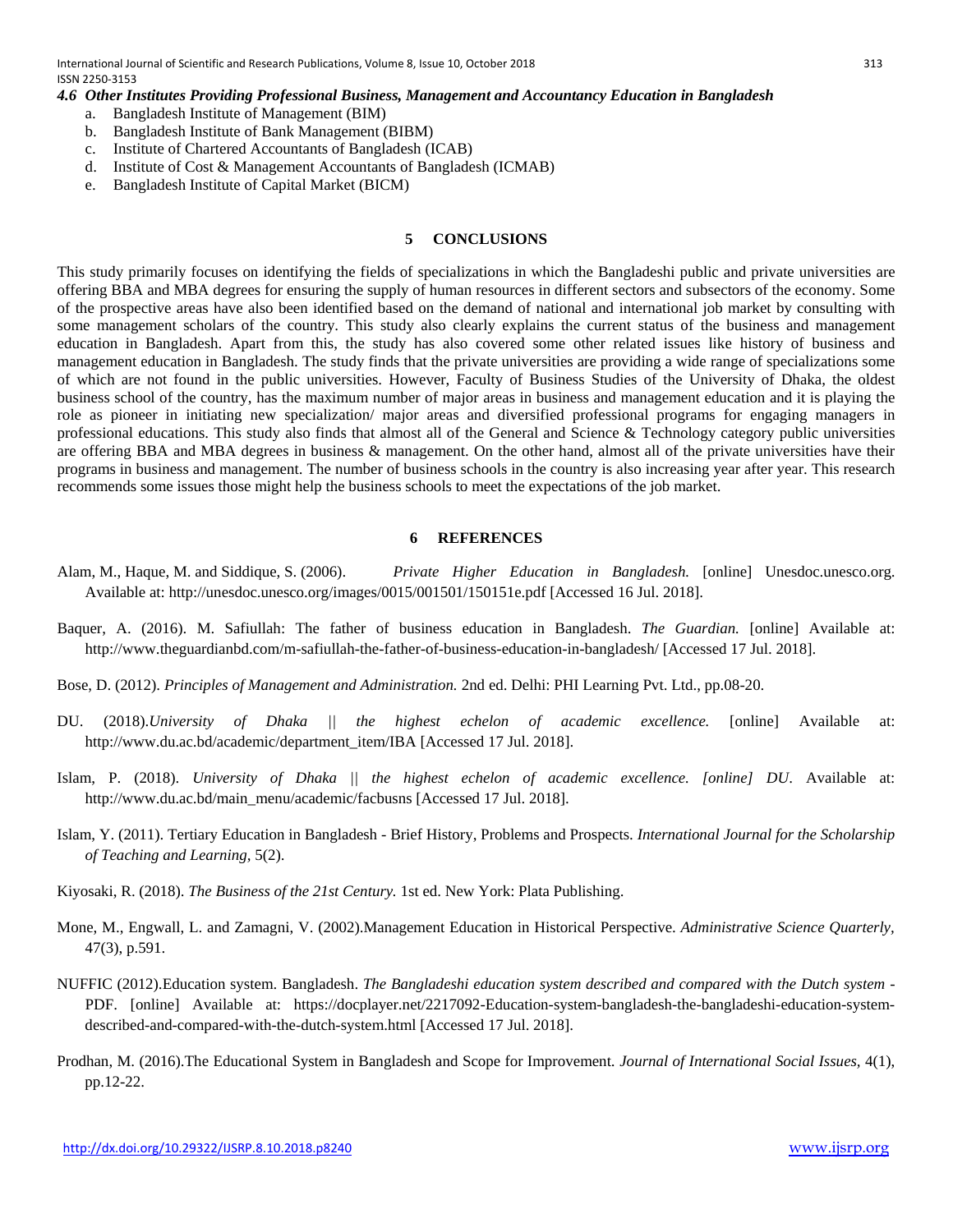### *4.6 Other Institutes Providing Professional Business, Management and Accountancy Education in Bangladesh*

a. Bangladesh Institute of Management (BIM)
b. Bangladesh Institute of Bank Management (BIBM)
c. Institute of Chartered Accountants of Bangladesh (ICAB)
d. Institute of Cost & Management Accountants of Bangladesh (ICMAB)
e. Bangladesh Institute of Capital Market (BICM)

## 5 CONCLUSIONS

This study primarily focuses on identifying the fields of specializations in which the Bangladeshi public and private universities are offering BBA and MBA degrees for ensuring the supply of human resources in different sectors and subsectors of the economy. Some of the prospective areas have also been identified based on the demand of national and international job market by consulting with some management scholars of the country. This study also clearly explains the current status of the business and management education in Bangladesh. Apart from this, the study has also covered some other related issues like history of business and management education in Bangladesh. The study finds that the private universities are providing a wide range of specializations some of which are not found in the public universities. However, Faculty of Business Studies of the University of Dhaka, the oldest business school of the country, has the maximum number of major areas in business and management education and it is playing the role as pioneer in initiating new specialization/ major areas and diversified professional programs for engaging managers in professional educations. This study also finds that almost all of the General and Science & Technology category public universities are offering BBA and MBA degrees in business & management. On the other hand, almost all of the private universities have their programs in business and management. The number of business schools in the country is also increasing year after year. This research recommends some issues those might help the business schools to meet the expectations of the job market.

## 6 REFERENCES

Alam, M., Haque, M. and Siddique, S. (2006). *Private Higher Education in Bangladesh.* [online] Unesdoc.unesco.org. Available at: http://unesdoc.unesco.org/images/0015/001501/150151e.pdf [Accessed 16 Jul. 2018].

Baquer, A. (2016). M. Safiullah: The father of business education in Bangladesh. *The Guardian.* [online] Available at: http://www.theguardianbd.com/m-safiullah-the-father-of-business-education-in-bangladesh/ [Accessed 17 Jul. 2018].

Bose, D. (2012). *Principles of Management and Administration.* 2nd ed. Delhi: PHI Learning Pvt. Ltd., pp.08-20.

DU. (2018).*University of Dhaka || the highest echelon of academic excellence.* [online] Available at: http://www.du.ac.bd/academic/department_item/IBA [Accessed 17 Jul. 2018].

Islam, P. (2018). *University of Dhaka || the highest echelon of academic excellence. [online] DU*. Available at: http://www.du.ac.bd/main_menu/academic/facbusns [Accessed 17 Jul. 2018].

Islam, Y. (2011). Tertiary Education in Bangladesh - Brief History, Problems and Prospects. *International Journal for the Scholarship of Teaching and Learning,* 5(2).

Kiyosaki, R. (2018). *The Business of the 21st Century.* 1st ed. New York: Plata Publishing.

Mone, M., Engwall, L. and Zamagni, V. (2002).Management Education in Historical Perspective. *Administrative Science Quarterly,* 47(3), p.591.

NUFFIC (2012).Education system. Bangladesh. *The Bangladeshi education system described and compared with the Dutch system* - PDF. [online] Available at: https://docplayer.net/2217092-Education-system-bangladesh-the-bangladeshi-education-system-described-and-compared-with-the-dutch-system.html [Accessed 17 Jul. 2018].

Prodhan, M. (2016).The Educational System in Bangladesh and Scope for Improvement. *Journal of International Social Issues,* 4(1), pp.12-22.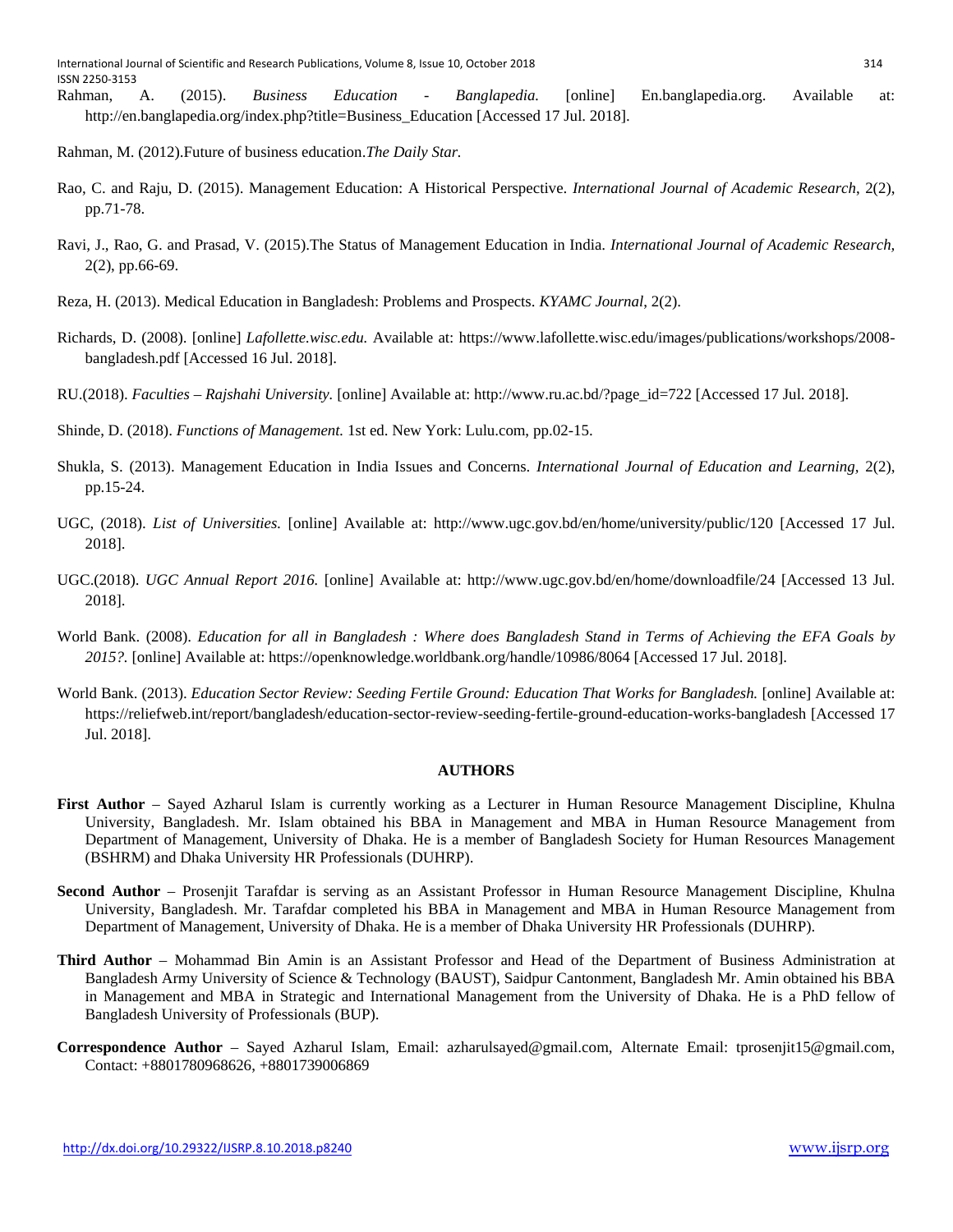Rahman, A. (2015). *Business Education - Banglapedia.* [online] En.banglapedia.org. Available at: http://en.banglapedia.org/index.php?title=Business_Education [Accessed 17 Jul. 2018].

Rahman, M. (2012).Future of business education.*The Daily Star*.

Rao, C. and Raju, D. (2015). Management Education: A Historical Perspective. *International Journal of Academic Research*, 2(2), pp.71-78.

Ravi, J., Rao, G. and Prasad, V. (2015).The Status of Management Education in India. *International Journal of Academic Research,* 2(2), pp.66-69.

Reza, H. (2013). Medical Education in Bangladesh: Problems and Prospects. *KYAMC Journal*, 2(2).

Richards, D. (2008). [online] *Lafollette.wisc.edu.* Available at: https://www.lafollette.wisc.edu/images/publications/workshops/2008-bangladesh.pdf [Accessed 16 Jul. 2018].

RU.(2018). *Faculties – Rajshahi University.* [online] Available at: http://www.ru.ac.bd/?page_id=722 [Accessed 17 Jul. 2018].

Shinde, D. (2018). *Functions of Management.* 1st ed. New York: Lulu.com, pp.02-15.

Shukla, S. (2013). Management Education in India Issues and Concerns. *International Journal of Education and Learning*, 2(2), pp.15-24.

UGC, (2018). *List of Universities.* [online] Available at: http://www.ugc.gov.bd/en/home/university/public/120 [Accessed 17 Jul. 2018].

UGC.(2018). *UGC Annual Report 2016.* [online] Available at: http://www.ugc.gov.bd/en/home/downloadfile/24 [Accessed 13 Jul. 2018].

World Bank. (2008). *Education for all in Bangladesh : Where does Bangladesh Stand in Terms of Achieving the EFA Goals by 2015?.* [online] Available at: https://openknowledge.worldbank.org/handle/10986/8064 [Accessed 17 Jul. 2018].

World Bank. (2013). *Education Sector Review: Seeding Fertile Ground: Education That Works for Bangladesh.* [online] Available at: https://reliefweb.int/report/bangladesh/education-sector-review-seeding-fertile-ground-education-works-bangladesh [Accessed 17 Jul. 2018].

## AUTHORS

**First Author** – Sayed Azharul Islam is currently working as a Lecturer in Human Resource Management Discipline, Khulna University, Bangladesh. Mr. Islam obtained his BBA in Management and MBA in Human Resource Management from Department of Management, University of Dhaka. He is a member of Bangladesh Society for Human Resources Management (BSHRM) and Dhaka University HR Professionals (DUHRP).

**Second Author** – Prosenjit Tarafdar is serving as an Assistant Professor in Human Resource Management Discipline, Khulna University, Bangladesh. Mr. Tarafdar completed his BBA in Management and MBA in Human Resource Management from Department of Management, University of Dhaka. He is a member of Dhaka University HR Professionals (DUHRP).

**Third Author** – Mohammad Bin Amin is an Assistant Professor and Head of the Department of Business Administration at Bangladesh Army University of Science & Technology (BAUST), Saidpur Cantonment, Bangladesh Mr. Amin obtained his BBA in Management and MBA in Strategic and International Management from the University of Dhaka. He is a PhD fellow of Bangladesh University of Professionals (BUP).

**Correspondence Author** – Sayed Azharul Islam, Email: azharulsayed@gmail.com, Alternate Email: tprosenjit15@gmail.com, Contact: +8801780968626, +8801739006869